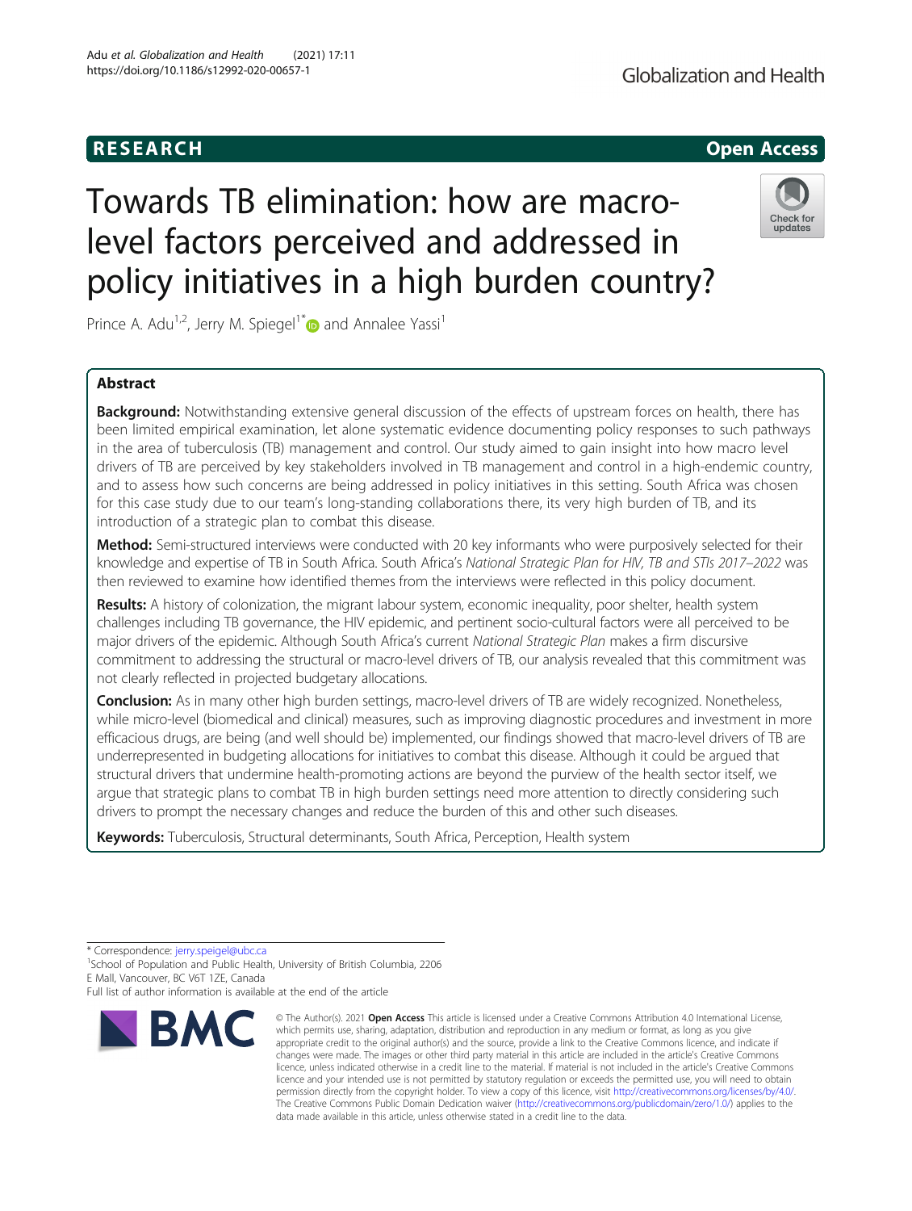RESEARCH Open Access

# Towards TB elimination: how are macro-level factors perceived and addressed in policy initiatives in a high burden country?

Prince A. Adu[1,2], Jerry M. Spiegel[1*] and Annalee Yassi[1]

## Abstract

**Background:** Notwithstanding extensive general discussion of the effects of upstream forces on health, there has been limited empirical examination, let alone systematic evidence documenting policy responses to such pathways in the area of tuberculosis (TB) management and control. Our study aimed to gain insight into how macro level drivers of TB are perceived by key stakeholders involved in TB management and control in a high-endemic country, and to assess how such concerns are being addressed in policy initiatives in this setting. South Africa was chosen for this case study due to our team's long-standing collaborations there, its very high burden of TB, and its introduction of a strategic plan to combat this disease.

**Method:** Semi-structured interviews were conducted with 20 key informants who were purposively selected for their knowledge and expertise of TB in South Africa. South Africa's *National Strategic Plan for HIV, TB and STIs 2017–2022* was then reviewed to examine how identified themes from the interviews were reflected in this policy document.

**Results:** A history of colonization, the migrant labour system, economic inequality, poor shelter, health system challenges including TB governance, the HIV epidemic, and pertinent socio-cultural factors were all perceived to be major drivers of the epidemic. Although South Africa's current *National Strategic Plan* makes a firm discursive commitment to addressing the structural or macro-level drivers of TB, our analysis revealed that this commitment was not clearly reflected in projected budgetary allocations.

**Conclusion:** As in many other high burden settings, macro-level drivers of TB are widely recognized. Nonetheless, while micro-level (biomedical and clinical) measures, such as improving diagnostic procedures and investment in more efficacious drugs, are being (and well should be) implemented, our findings showed that macro-level drivers of TB are underrepresented in budgeting allocations for initiatives to combat this disease. Although it could be argued that structural drivers that undermine health-promoting actions are beyond the purview of the health sector itself, we argue that strategic plans to combat TB in high burden settings need more attention to directly considering such drivers to prompt the necessary changes and reduce the burden of this and other such diseases.

**Keywords:** Tuberculosis, Structural determinants, South Africa, Perception, Health system

---

\* Correspondence: jerry.spiegel@ubc.ca
[1]School of Population and Public Health, University of British Columbia, 2206 E Mall, Vancouver, BC V6T 1ZE, Canada
Full list of author information is available at the end of the article

© The Author(s). 2021 **Open Access** This article is licensed under a Creative Commons Attribution 4.0 International License, which permits use, sharing, adaptation, distribution and reproduction in any medium or format, as long as you give appropriate credit to the original author(s) and the source, provide a link to the Creative Commons licence, and indicate if changes were made. The images or other third party material in this article are included in the article's Creative Commons licence, unless indicated otherwise in a credit line to the material. If material is not included in the article's Creative Commons licence and your intended use is not permitted by statutory regulation or exceeds the permitted use, you will need to obtain permission directly from the copyright holder. To view a copy of this licence, visit http://creativecommons.org/licenses/by/4.0/. The Creative Commons Public Domain Dedication waiver (http://creativecommons.org/publicdomain/zero/1.0/) applies to the data made available in this article, unless otherwise stated in a credit line to the data.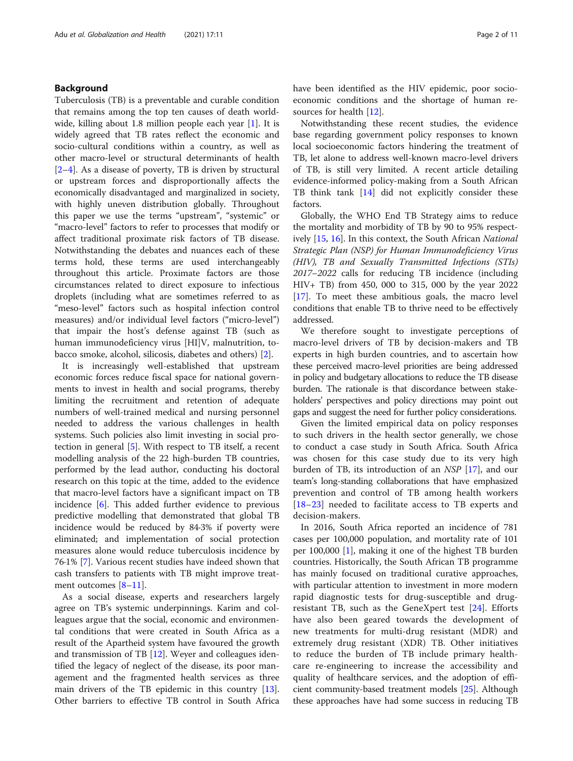## Background

Tuberculosis (TB) is a preventable and curable condition that remains among the top ten causes of death worldwide, killing about 1.8 million people each year [1]. It is widely agreed that TB rates reflect the economic and socio-cultural conditions within a country, as well as other macro-level or structural determinants of health [2–4]. As a disease of poverty, TB is driven by structural or upstream forces and disproportionally affects the economically disadvantaged and marginalized in society, with highly uneven distribution globally. Throughout this paper we use the terms "upstream", "systemic" or "macro-level" factors to refer to processes that modify or affect traditional proximate risk factors of TB disease. Notwithstanding the debates and nuances each of these terms hold, these terms are used interchangeably throughout this article. Proximate factors are those circumstances related to direct exposure to infectious droplets (including what are sometimes referred to as "meso-level" factors such as hospital infection control measures) and/or individual level factors ("micro-level") that impair the host's defense against TB (such as human immunodeficiency virus [HI]V, malnutrition, tobacco smoke, alcohol, silicosis, diabetes and others) [2].

It is increasingly well-established that upstream economic forces reduce fiscal space for national governments to invest in health and social programs, thereby limiting the recruitment and retention of adequate numbers of well-trained medical and nursing personnel needed to address the various challenges in health systems. Such policies also limit investing in social protection in general [5]. With respect to TB itself, a recent modelling analysis of the 22 high-burden TB countries, performed by the lead author, conducting his doctoral research on this topic at the time, added to the evidence that macro-level factors have a significant impact on TB incidence [6]. This added further evidence to previous predictive modelling that demonstrated that global TB incidence would be reduced by 84·3% if poverty were eliminated; and implementation of social protection measures alone would reduce tuberculosis incidence by 76·1% [7]. Various recent studies have indeed shown that cash transfers to patients with TB might improve treatment outcomes [8–11].

As a social disease, experts and researchers largely agree on TB's systemic underpinnings. Karim and colleagues argue that the social, economic and environmental conditions that were created in South Africa as a result of the Apartheid system have favoured the growth and transmission of TB [12]. Weyer and colleagues identified the legacy of neglect of the disease, its poor management and the fragmented health services as three main drivers of the TB epidemic in this country [13]. Other barriers to effective TB control in South Africa have been identified as the HIV epidemic, poor socio-economic conditions and the shortage of human resources for health [12].

Notwithstanding these recent studies, the evidence base regarding government policy responses to known local socioeconomic factors hindering the treatment of TB, let alone to address well-known macro-level drivers of TB, is still very limited. A recent article detailing evidence-informed policy-making from a South African TB think tank [14] did not explicitly consider these factors.

Globally, the WHO End TB Strategy aims to reduce the mortality and morbidity of TB by 90 to 95% respectively [15, 16]. In this context, the South African *National Strategic Plan (NSP) for Human Immunodeficiency Virus (HIV), TB and Sexually Transmitted Infections (STIs) 2017–2022* calls for reducing TB incidence (including HIV+ TB) from 450, 000 to 315, 000 by the year 2022 [17]. To meet these ambitious goals, the macro level conditions that enable TB to thrive need to be effectively addressed.

We therefore sought to investigate perceptions of macro-level drivers of TB by decision-makers and TB experts in high burden countries, and to ascertain how these perceived macro-level priorities are being addressed in policy and budgetary allocations to reduce the TB disease burden. The rationale is that discordance between stakeholders' perspectives and policy directions may point out gaps and suggest the need for further policy considerations.

Given the limited empirical data on policy responses to such drivers in the health sector generally, we chose to conduct a case study in South Africa. South Africa was chosen for this case study due to its very high burden of TB, its introduction of an *NSP* [17], and our team's long-standing collaborations that have emphasized prevention and control of TB among health workers [18–23] needed to facilitate access to TB experts and decision-makers.

In 2016, South Africa reported an incidence of 781 cases per 100,000 population, and mortality rate of 101 per 100,000 [1], making it one of the highest TB burden countries. Historically, the South African TB programme has mainly focused on traditional curative approaches, with particular attention to investment in more modern rapid diagnostic tests for drug-susceptible and drug-resistant TB, such as the GeneXpert test [24]. Efforts have also been geared towards the development of new treatments for multi-drug resistant (MDR) and extremely drug resistant (XDR) TB. Other initiatives to reduce the burden of TB include primary healthcare re-engineering to increase the accessibility and quality of healthcare services, and the adoption of efficient community-based treatment models [25]. Although these approaches have had some success in reducing TB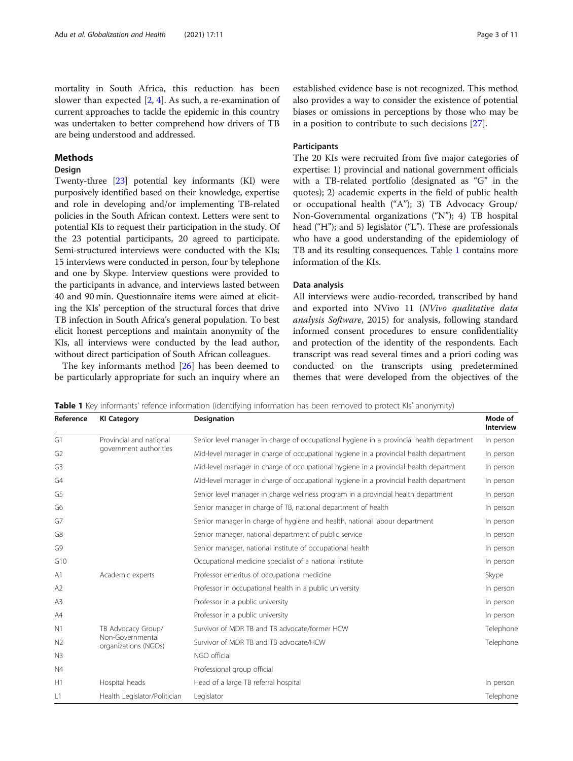mortality in South Africa, this reduction has been slower than expected [2, 4]. As such, a re-examination of current approaches to tackle the epidemic in this country was undertaken to better comprehend how drivers of TB are being understood and addressed.

## Methods

### Design

Twenty-three [23] potential key informants (KI) were purposively identified based on their knowledge, expertise and role in developing and/or implementing TB-related policies in the South African context. Letters were sent to potential KIs to request their participation in the study. Of the 23 potential participants, 20 agreed to participate. Semi-structured interviews were conducted with the KIs; 15 interviews were conducted in person, four by telephone and one by Skype. Interview questions were provided to the participants in advance, and interviews lasted between 40 and 90 min. Questionnaire items were aimed at eliciting the KIs' perception of the structural forces that drive TB infection in South Africa's general population. To best elicit honest perceptions and maintain anonymity of the KIs, all interviews were conducted by the lead author, without direct participation of South African colleagues.

The key informants method [26] has been deemed to be particularly appropriate for such an inquiry where an established evidence base is not recognized. This method also provides a way to consider the existence of potential biases or omissions in perceptions by those who may be in a position to contribute to such decisions [27].

### Participants

The 20 KIs were recruited from five major categories of expertise: 1) provincial and national government officials with a TB-related portfolio (designated as "G" in the quotes); 2) academic experts in the field of public health or occupational health ("A"); 3) TB Advocacy Group/ Non-Governmental organizations ("N"); 4) TB hospital head ("H"); and 5) legislator ("L"). These are professionals who have a good understanding of the epidemiology of TB and its resulting consequences. Table 1 contains more information of the KIs.

### Data analysis

All interviews were audio-recorded, transcribed by hand and exported into NVivo 11 (*NVivo qualitative data analysis Software*, 2015) for analysis, following standard informed consent procedures to ensure confidentiality and protection of the identity of the respondents. Each transcript was read several times and a priori coding was conducted on the transcripts using predetermined themes that were developed from the objectives of the

**Table 1** Key informants' refence information (identifying information has been removed to protect KIs' anonymity)

| Reference | KI Category | Designation | Mode of Interview |
|---|---|---|---|
| G1 | Provincial and national government authorities | Senior level manager in charge of occupational hygiene in a provincial health department | In person |
| G2 | | Mid-level manager in charge of occupational hygiene in a provincial health department | In person |
| G3 | | Mid-level manager in charge of occupational hygiene in a provincial health department | In person |
| G4 | | Mid-level manager in charge of occupational hygiene in a provincial health department | In person |
| G5 | | Senior level manager in charge wellness program in a provincial health department | In person |
| G6 | | Senior manager in charge of TB, national department of health | In person |
| G7 | | Senior manager in charge of hygiene and health, national labour department | In person |
| G8 | | Senior manager, national department of public service | In person |
| G9 | | Senior manager, national institute of occupational health | In person |
| G10 | | Occupational medicine specialist of a national institute | In person |
| A1 | Academic experts | Professor emeritus of occupational medicine | Skype |
| A2 | | Professor in occupational health in a public university | In person |
| A3 | | Professor in a public university | In person |
| A4 | | Professor in a public university | In person |
| N1 | TB Advocacy Group/ Non-Governmental organizations (NGOs) | Survivor of MDR TB and TB advocate/former HCW | Telephone |
| N2 | | Survivor of MDR TB and TB advocate/HCW | Telephone |
| N3 | | NGO official | |
| N4 | | Professional group official | |
| H1 | Hospital heads | Head of a large TB referral hospital | In person |
| L1 | Health Legislator/Politician | Legislator | Telephone |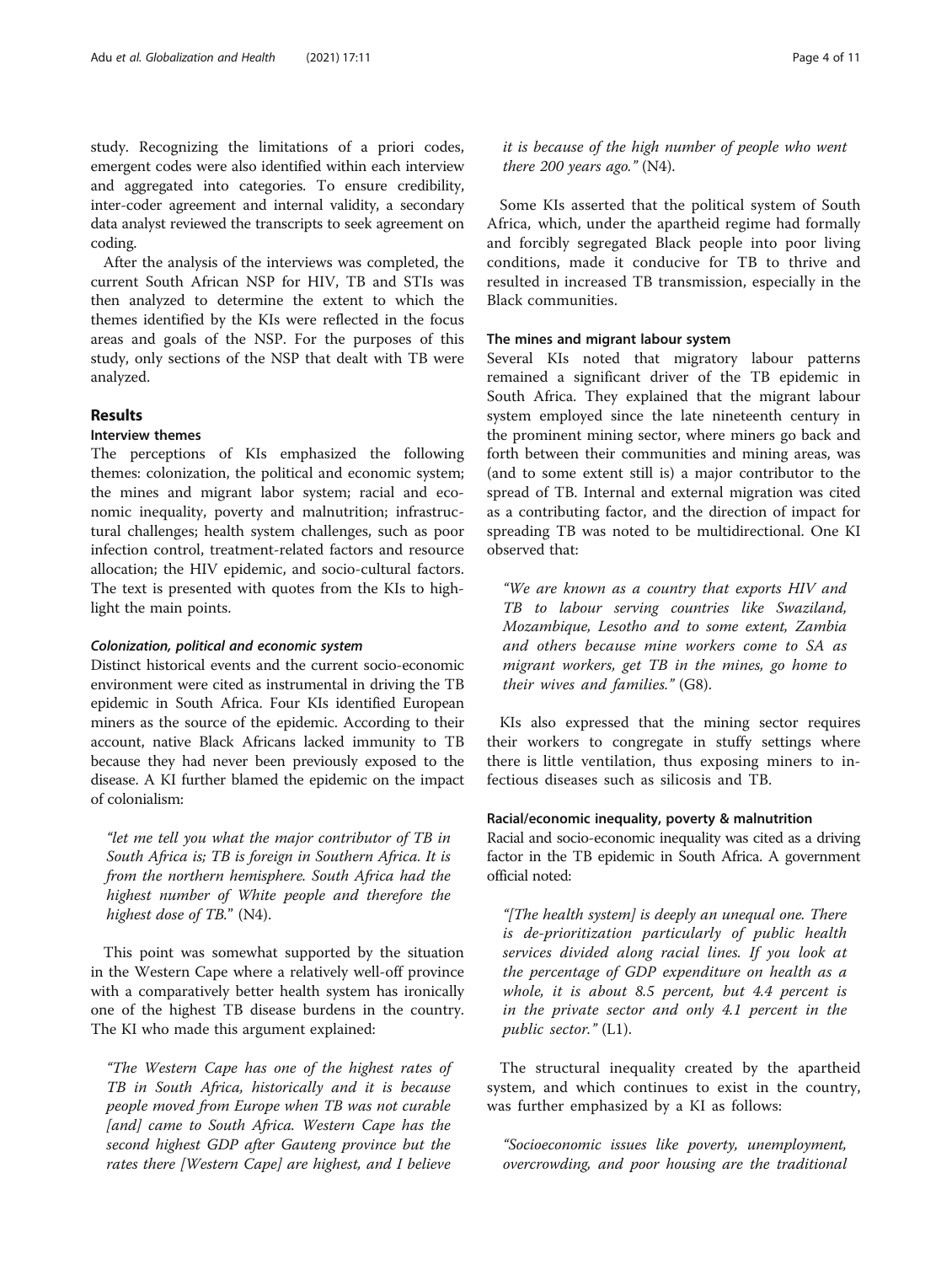study. Recognizing the limitations of a priori codes, emergent codes were also identified within each interview and aggregated into categories. To ensure credibility, inter-coder agreement and internal validity, a secondary data analyst reviewed the transcripts to seek agreement on coding.

After the analysis of the interviews was completed, the current South African NSP for HIV, TB and STIs was then analyzed to determine the extent to which the themes identified by the KIs were reflected in the focus areas and goals of the NSP. For the purposes of this study, only sections of the NSP that dealt with TB were analyzed.

## Results

### Interview themes

The perceptions of KIs emphasized the following themes: colonization, the political and economic system; the mines and migrant labor system; racial and economic inequality, poverty and malnutrition; infrastructural challenges; health system challenges, such as poor infection control, treatment-related factors and resource allocation; the HIV epidemic, and socio-cultural factors. The text is presented with quotes from the KIs to highlight the main points.

#### *Colonization, political and economic system*

Distinct historical events and the current socio-economic environment were cited as instrumental in driving the TB epidemic in South Africa. Four KIs identified European miners as the source of the epidemic. According to their account, native Black Africans lacked immunity to TB because they had never been previously exposed to the disease. A KI further blamed the epidemic on the impact of colonialism:

> *"let me tell you what the major contributor of TB in South Africa is; TB is foreign in Southern Africa. It is from the northern hemisphere. South Africa had the highest number of White people and therefore the highest dose of TB."* (N4).

This point was somewhat supported by the situation in the Western Cape where a relatively well-off province with a comparatively better health system has ironically one of the highest TB disease burdens in the country. The KI who made this argument explained:

> *"The Western Cape has one of the highest rates of TB in South Africa, historically and it is because people moved from Europe when TB was not curable [and] came to South Africa. Western Cape has the second highest GDP after Gauteng province but the rates there [Western Cape] are highest, and I believe it is because of the high number of people who went there 200 years ago."* (N4).

Some KIs asserted that the political system of South Africa, which, under the apartheid regime had formally and forcibly segregated Black people into poor living conditions, made it conducive for TB to thrive and resulted in increased TB transmission, especially in the Black communities.

#### The mines and migrant labour system

Several KIs noted that migratory labour patterns remained a significant driver of the TB epidemic in South Africa. They explained that the migrant labour system employed since the late nineteenth century in the prominent mining sector, where miners go back and forth between their communities and mining areas, was (and to some extent still is) a major contributor to the spread of TB. Internal and external migration was cited as a contributing factor, and the direction of impact for spreading TB was noted to be multidirectional. One KI observed that:

> *"We are known as a country that exports HIV and TB to labour serving countries like Swaziland, Mozambique, Lesotho and to some extent, Zambia and others because mine workers come to SA as migrant workers, get TB in the mines, go home to their wives and families."* (G8).

KIs also expressed that the mining sector requires their workers to congregate in stuffy settings where there is little ventilation, thus exposing miners to infectious diseases such as silicosis and TB.

#### Racial/economic inequality, poverty & malnutrition

Racial and socio-economic inequality was cited as a driving factor in the TB epidemic in South Africa. A government official noted:

> *"[The health system] is deeply an unequal one. There is de-prioritization particularly of public health services divided along racial lines. If you look at the percentage of GDP expenditure on health as a whole, it is about 8.5 percent, but 4.4 percent is in the private sector and only 4.1 percent in the public sector."* (L1).

The structural inequality created by the apartheid system, and which continues to exist in the country, was further emphasized by a KI as follows:

> *"Socioeconomic issues like poverty, unemployment, overcrowding, and poor housing are the traditional*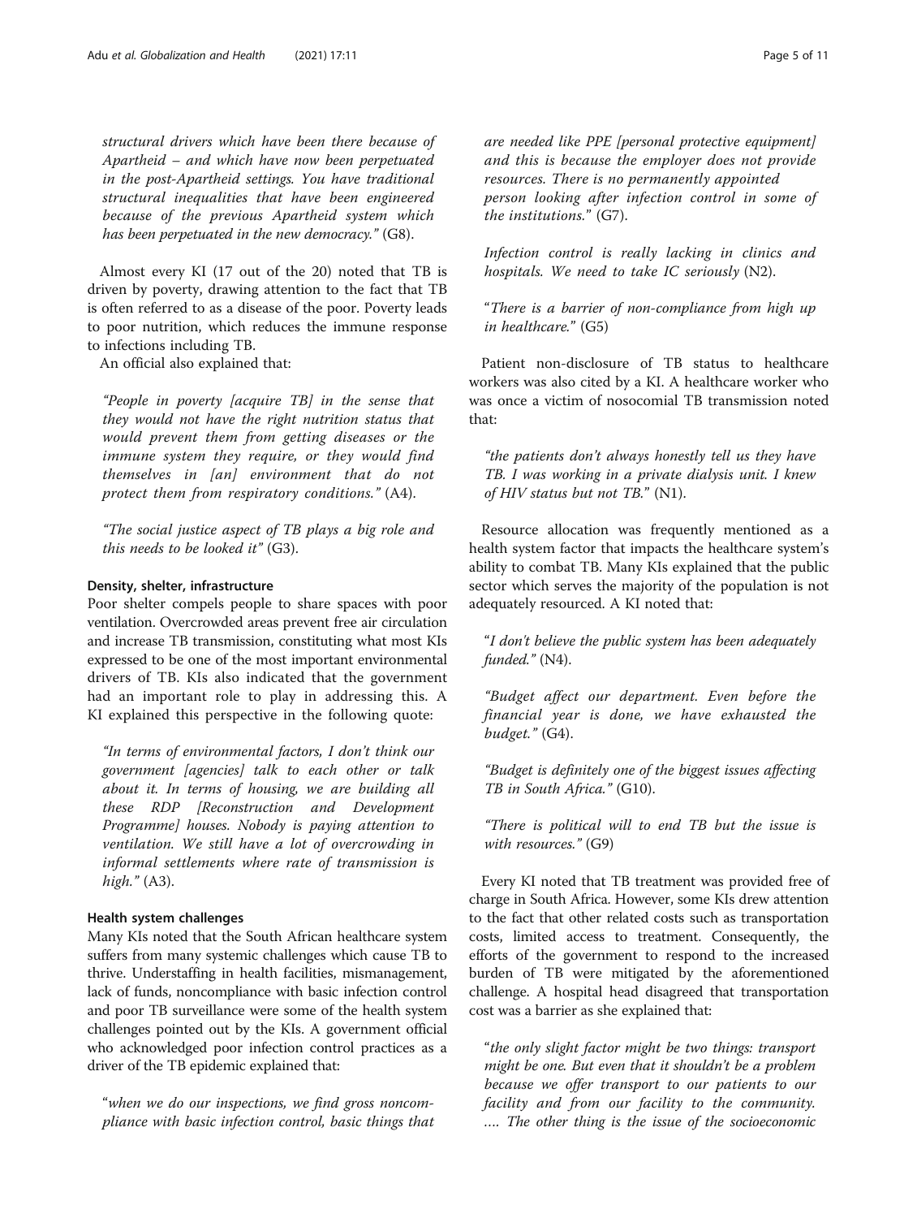*structural drivers which have been there because of Apartheid – and which have now been perpetuated in the post-Apartheid settings. You have traditional structural inequalities that have been engineered because of the previous Apartheid system which has been perpetuated in the new democracy."* (G8).

Almost every KI (17 out of the 20) noted that TB is driven by poverty, drawing attention to the fact that TB is often referred to as a disease of the poor. Poverty leads to poor nutrition, which reduces the immune response to infections including TB.

An official also explained that:

> *"People in poverty [acquire TB] in the sense that they would not have the right nutrition status that would prevent them from getting diseases or the immune system they require, or they would find themselves in [an] environment that do not protect them from respiratory conditions."* (A4).

> *"The social justice aspect of TB plays a big role and this needs to be looked it"* (G3).

#### Density, shelter, infrastructure

Poor shelter compels people to share spaces with poor ventilation. Overcrowded areas prevent free air circulation and increase TB transmission, constituting what most KIs expressed to be one of the most important environmental drivers of TB. KIs also indicated that the government had an important role to play in addressing this. A KI explained this perspective in the following quote:

> *"In terms of environmental factors, I don't think our government [agencies] talk to each other or talk about it. In terms of housing, we are building all these RDP [Reconstruction and Development Programme] houses. Nobody is paying attention to ventilation. We still have a lot of overcrowding in informal settlements where rate of transmission is high."* (A3).

#### Health system challenges

Many KIs noted that the South African healthcare system suffers from many systemic challenges which cause TB to thrive. Understaffing in health facilities, mismanagement, lack of funds, noncompliance with basic infection control and poor TB surveillance were some of the health system challenges pointed out by the KIs. A government official who acknowledged poor infection control practices as a driver of the TB epidemic explained that:

> *"when we do our inspections, we find gross noncompliance with basic infection control, basic things that are needed like PPE [personal protective equipment] and this is because the employer does not provide resources. There is no permanently appointed person looking after infection control in some of the institutions."* (G7).

> *Infection control is really lacking in clinics and hospitals. We need to take IC seriously* (N2).

> *"There is a barrier of non-compliance from high up in healthcare."* (G5)

Patient non-disclosure of TB status to healthcare workers was also cited by a KI. A healthcare worker who was once a victim of nosocomial TB transmission noted that:

> *"the patients don't always honestly tell us they have TB. I was working in a private dialysis unit. I knew of HIV status but not TB."* (N1).

Resource allocation was frequently mentioned as a health system factor that impacts the healthcare system's ability to combat TB. Many KIs explained that the public sector which serves the majority of the population is not adequately resourced. A KI noted that:

> *"I don't believe the public system has been adequately funded."* (N4).

> *"Budget affect our department. Even before the financial year is done, we have exhausted the budget."* (G4).

> *"Budget is definitely one of the biggest issues affecting TB in South Africa."* (G10).

> *"There is political will to end TB but the issue is with resources."* (G9)

Every KI noted that TB treatment was provided free of charge in South Africa. However, some KIs drew attention to the fact that other related costs such as transportation costs, limited access to treatment. Consequently, the efforts of the government to respond to the increased burden of TB were mitigated by the aforementioned challenge. A hospital head disagreed that transportation cost was a barrier as she explained that:

> *"the only slight factor might be two things: transport might be one. But even that it shouldn't be a problem because we offer transport to our patients to our facility and from our facility to the community. …. The other thing is the issue of the socioeconomic*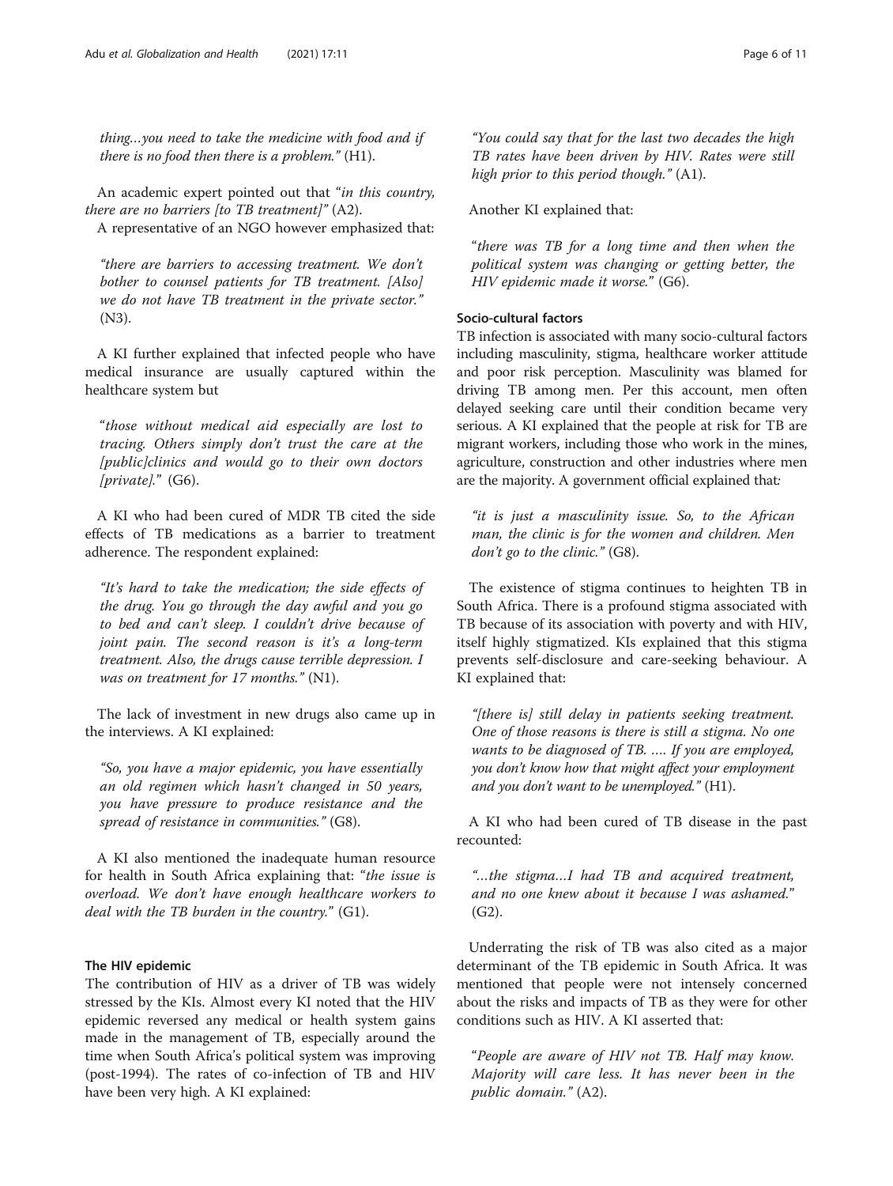*thing…you need to take the medicine with food and if there is no food then there is a problem."* (H1).

An academic expert pointed out that "*in this country, there are no barriers [to TB treatment]"* (A2).

A representative of an NGO however emphasized that:

> *"there are barriers to accessing treatment. We don't bother to counsel patients for TB treatment. [Also] we do not have TB treatment in the private sector."* (N3).

A KI further explained that infected people who have medical insurance are usually captured within the healthcare system but

> "*those without medical aid especially are lost to tracing. Others simply don't trust the care at the [public]clinics and would go to their own doctors [private].*" (G6).

A KI who had been cured of MDR TB cited the side effects of TB medications as a barrier to treatment adherence. The respondent explained:

> *"It's hard to take the medication; the side effects of the drug. You go through the day awful and you go to bed and can't sleep. I couldn't drive because of joint pain. The second reason is it's a long-term treatment. Also, the drugs cause terrible depression. I was on treatment for 17 months."* (N1).

The lack of investment in new drugs also came up in the interviews. A KI explained:

> *"So, you have a major epidemic, you have essentially an old regimen which hasn't changed in 50 years, you have pressure to produce resistance and the spread of resistance in communities."* (G8).

A KI also mentioned the inadequate human resource for health in South Africa explaining that: "*the issue is overload. We don't have enough healthcare workers to deal with the TB burden in the country.*" (G1).

#### The HIV epidemic

The contribution of HIV as a driver of TB was widely stressed by the KIs. Almost every KI noted that the HIV epidemic reversed any medical or health system gains made in the management of TB, especially around the time when South Africa's political system was improving (post-1994). The rates of co-infection of TB and HIV have been very high. A KI explained:

> *"You could say that for the last two decades the high TB rates have been driven by HIV. Rates were still high prior to this period though."* (A1).

Another KI explained that:

> "*there was TB for a long time and then when the political system was changing or getting better, the HIV epidemic made it worse.*" (G6).

#### Socio-cultural factors

TB infection is associated with many socio-cultural factors including masculinity, stigma, healthcare worker attitude and poor risk perception. Masculinity was blamed for driving TB among men. Per this account, men often delayed seeking care until their condition became very serious. A KI explained that the people at risk for TB are migrant workers, including those who work in the mines, agriculture, construction and other industries where men are the majority. A government official explained that:

> *"it is just a masculinity issue. So, to the African man, the clinic is for the women and children. Men don't go to the clinic."* (G8).

The existence of stigma continues to heighten TB in South Africa. There is a profound stigma associated with TB because of its association with poverty and with HIV, itself highly stigmatized. KIs explained that this stigma prevents self-disclosure and care-seeking behaviour. A KI explained that:

> *"[there is] still delay in patients seeking treatment. One of those reasons is there is still a stigma. No one wants to be diagnosed of TB. …. If you are employed, you don't know how that might affect your employment and you don't want to be unemployed."* (H1).

A KI who had been cured of TB disease in the past recounted:

> *"…the stigma…I had TB and acquired treatment, and no one knew about it because I was ashamed."* (G2).

Underrating the risk of TB was also cited as a major determinant of the TB epidemic in South Africa. It was mentioned that people were not intensely concerned about the risks and impacts of TB as they were for other conditions such as HIV. A KI asserted that:

> "*People are aware of HIV not TB. Half may know. Majority will care less. It has never been in the public domain.*" (A2).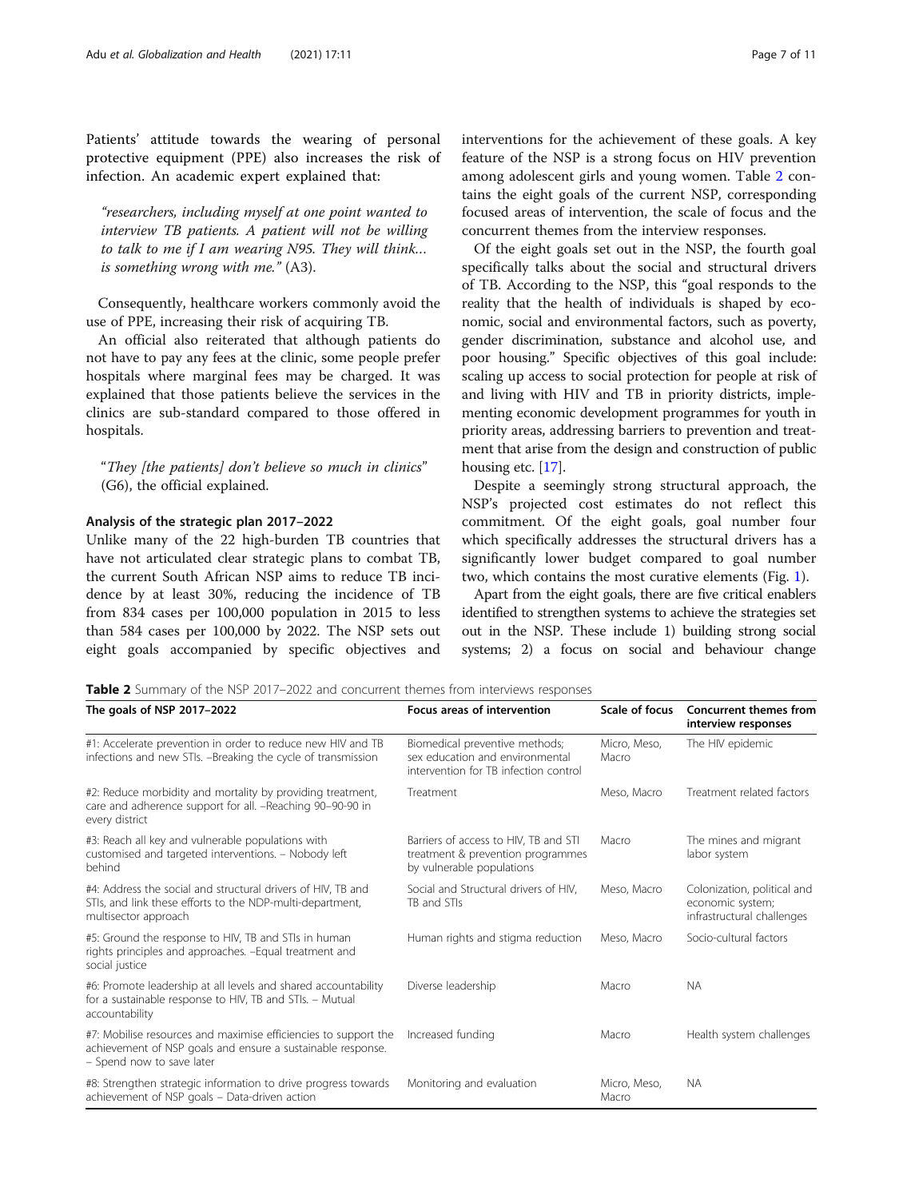Patients' attitude towards the wearing of personal protective equipment (PPE) also increases the risk of infection. An academic expert explained that:

> *"researchers, including myself at one point wanted to interview TB patients. A patient will not be willing to talk to me if I am wearing N95. They will think… is something wrong with me."* (A3).

Consequently, healthcare workers commonly avoid the use of PPE, increasing their risk of acquiring TB.

An official also reiterated that although patients do not have to pay any fees at the clinic, some people prefer hospitals where marginal fees may be charged. It was explained that those patients believe the services in the clinics are sub-standard compared to those offered in hospitals.

> *"They [the patients] don't believe so much in clinics"* (G6), the official explained.

### Analysis of the strategic plan 2017–2022

Unlike many of the 22 high-burden TB countries that have not articulated clear strategic plans to combat TB, the current South African NSP aims to reduce TB incidence by at least 30%, reducing the incidence of TB from 834 cases per 100,000 population in 2015 to less than 584 cases per 100,000 by 2022. The NSP sets out eight goals accompanied by specific objectives and interventions for the achievement of these goals. A key feature of the NSP is a strong focus on HIV prevention among adolescent girls and young women. Table 2 contains the eight goals of the current NSP, corresponding focused areas of intervention, the scale of focus and the concurrent themes from the interview responses.

Of the eight goals set out in the NSP, the fourth goal specifically talks about the social and structural drivers of TB. According to the NSP, this "goal responds to the reality that the health of individuals is shaped by economic, social and environmental factors, such as poverty, gender discrimination, substance and alcohol use, and poor housing." Specific objectives of this goal include: scaling up access to social protection for people at risk of and living with HIV and TB in priority districts, implementing economic development programmes for youth in priority areas, addressing barriers to prevention and treatment that arise from the design and construction of public housing etc. [17].

Despite a seemingly strong structural approach, the NSP's projected cost estimates do not reflect this commitment. Of the eight goals, goal number four which specifically addresses the structural drivers has a significantly lower budget compared to goal number two, which contains the most curative elements (Fig. 1).

Apart from the eight goals, there are five critical enablers identified to strengthen systems to achieve the strategies set out in the NSP. These include 1) building strong social systems; 2) a focus on social and behaviour change

**Table 2** Summary of the NSP 2017–2022 and concurrent themes from interviews responses

| The goals of NSP 2017–2022 | Focus areas of intervention | Scale of focus | Concurrent themes from interview responses |
|---|---|---|---|
| #1: Accelerate prevention in order to reduce new HIV and TB infections and new STIs. –Breaking the cycle of transmission | Biomedical preventive methods; sex education and environmental intervention for TB infection control | Micro, Meso, Macro | The HIV epidemic |
| #2: Reduce morbidity and mortality by providing treatment, care and adherence support for all. –Reaching 90–90-90 in every district | Treatment | Meso, Macro | Treatment related factors |
| #3: Reach all key and vulnerable populations with customised and targeted interventions. – Nobody left behind | Barriers of access to HIV, TB and STI treatment & prevention programmes by vulnerable populations | Macro | The mines and migrant labor system |
| #4: Address the social and structural drivers of HIV, TB and STIs, and link these efforts to the NDP-multi-department, multisector approach | Social and Structural drivers of HIV, TB and STIs | Meso, Macro | Colonization, political and economic system; infrastructural challenges |
| #5: Ground the response to HIV, TB and STIs in human rights principles and approaches. –Equal treatment and social justice | Human rights and stigma reduction | Meso, Macro | Socio-cultural factors |
| #6: Promote leadership at all levels and shared accountability for a sustainable response to HIV, TB and STIs. – Mutual accountability | Diverse leadership | Macro | NA |
| #7: Mobilise resources and maximise efficiencies to support the achievement of NSP goals and ensure a sustainable response. – Spend now to save later | Increased funding | Macro | Health system challenges |
| #8: Strengthen strategic information to drive progress towards achievement of NSP goals – Data-driven action | Monitoring and evaluation | Micro, Meso, Macro | NA |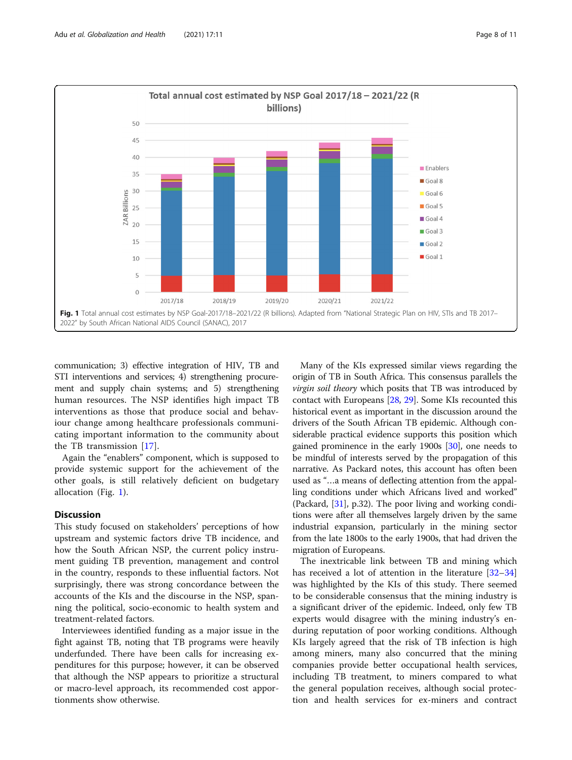Fig. 1 Total annual cost estimates by NSP Goal-2017/18–2021/22 (R billions). Adapted from "National Strategic Plan on HIV, STIs and TB 2017–2022" by South African National AIDS Council (SANAC), 2017

communication; 3) effective integration of HIV, TB and STI interventions and services; 4) strengthening procurement and supply chain systems; and 5) strengthening human resources. The NSP identifies high impact TB interventions as those that produce social and behaviour change among healthcare professionals communicating important information to the community about the TB transmission [17].

Again the "enablers" component, which is supposed to provide systemic support for the achievement of the other goals, is still relatively deficient on budgetary allocation (Fig. 1).

## Discussion

This study focused on stakeholders' perceptions of how upstream and systemic factors drive TB incidence, and how the South African NSP, the current policy instrument guiding TB prevention, management and control in the country, responds to these influential factors. Not surprisingly, there was strong concordance between the accounts of the KIs and the discourse in the NSP, spanning the political, socio-economic to health system and treatment-related factors.

Interviewees identified funding as a major issue in the fight against TB, noting that TB programs were heavily underfunded. There have been calls for increasing expenditures for this purpose; however, it can be observed that although the NSP appears to prioritize a structural or macro-level approach, its recommended cost apportionments show otherwise.

Many of the KIs expressed similar views regarding the origin of TB in South Africa. This consensus parallels the *virgin soil theory* which posits that TB was introduced by contact with Europeans [28, 29]. Some KIs recounted this historical event as important in the discussion around the drivers of the South African TB epidemic. Although considerable practical evidence supports this position which gained prominence in the early 1900s [30], one needs to be mindful of interests served by the propagation of this narrative. As Packard notes, this account has often been used as "…a means of deflecting attention from the appalling conditions under which Africans lived and worked" (Packard, [31], p.32). The poor living and working conditions were after all themselves largely driven by the same industrial expansion, particularly in the mining sector from the late 1800s to the early 1900s, that had driven the migration of Europeans.

The inextricable link between TB and mining which has received a lot of attention in the literature [32–34] was highlighted by the KIs of this study. There seemed to be considerable consensus that the mining industry is a significant driver of the epidemic. Indeed, only few TB experts would disagree with the mining industry's enduring reputation of poor working conditions. Although KIs largely agreed that the risk of TB infection is high among miners, many also concurred that the mining companies provide better occupational health services, including TB treatment, to miners compared to what the general population receives, although social protection and health services for ex-miners and contract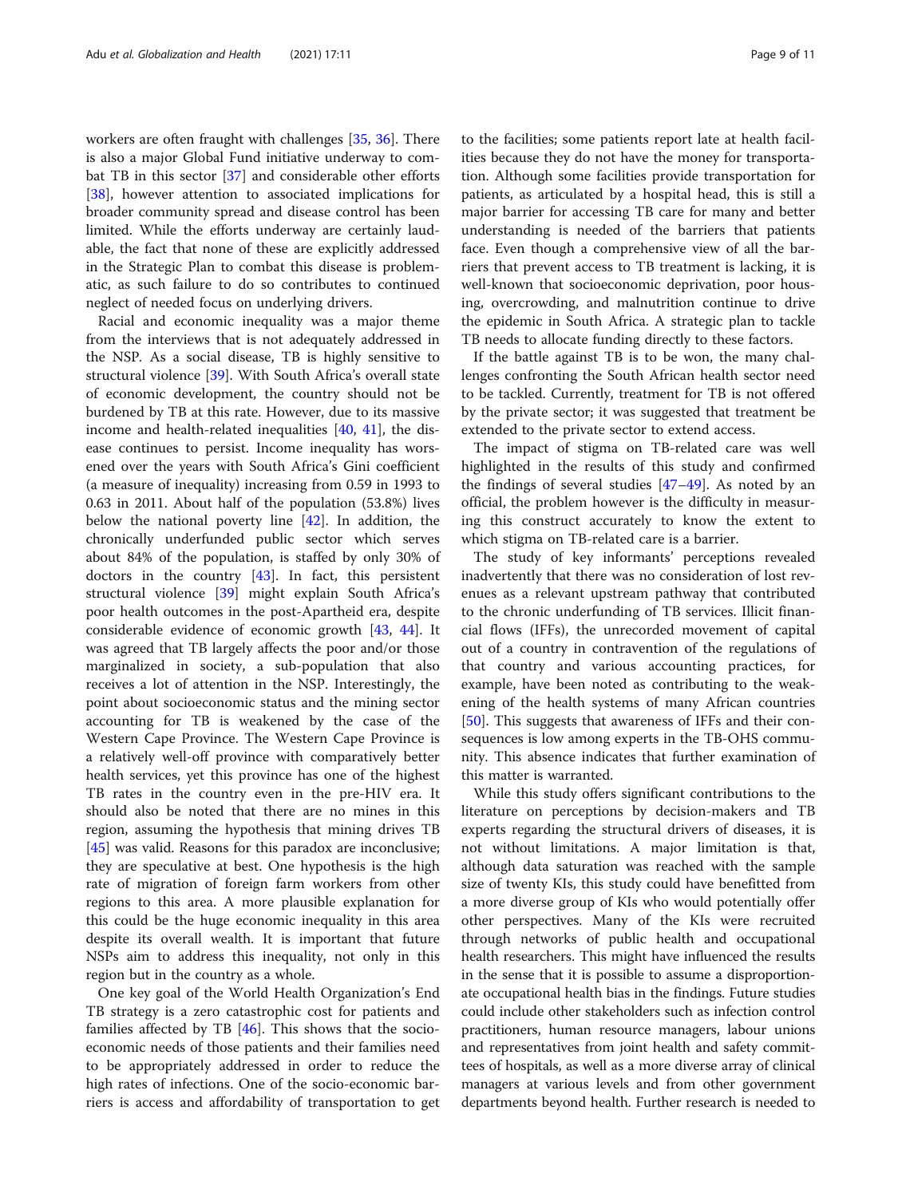workers are often fraught with challenges [35, 36]. There is also a major Global Fund initiative underway to combat TB in this sector [37] and considerable other efforts [38], however attention to associated implications for broader community spread and disease control has been limited. While the efforts underway are certainly laudable, the fact that none of these are explicitly addressed in the Strategic Plan to combat this disease is problematic, as such failure to do so contributes to continued neglect of needed focus on underlying drivers.

Racial and economic inequality was a major theme from the interviews that is not adequately addressed in the NSP. As a social disease, TB is highly sensitive to structural violence [39]. With South Africa's overall state of economic development, the country should not be burdened by TB at this rate. However, due to its massive income and health-related inequalities [40, 41], the disease continues to persist. Income inequality has worsened over the years with South Africa's Gini coefficient (a measure of inequality) increasing from 0.59 in 1993 to 0.63 in 2011. About half of the population (53.8%) lives below the national poverty line [42]. In addition, the chronically underfunded public sector which serves about 84% of the population, is staffed by only 30% of doctors in the country [43]. In fact, this persistent structural violence [39] might explain South Africa's poor health outcomes in the post-Apartheid era, despite considerable evidence of economic growth [43, 44]. It was agreed that TB largely affects the poor and/or those marginalized in society, a sub-population that also receives a lot of attention in the NSP. Interestingly, the point about socioeconomic status and the mining sector accounting for TB is weakened by the case of the Western Cape Province. The Western Cape Province is a relatively well-off province with comparatively better health services, yet this province has one of the highest TB rates in the country even in the pre-HIV era. It should also be noted that there are no mines in this region, assuming the hypothesis that mining drives TB [45] was valid. Reasons for this paradox are inconclusive; they are speculative at best. One hypothesis is the high rate of migration of foreign farm workers from other regions to this area. A more plausible explanation for this could be the huge economic inequality in this area despite its overall wealth. It is important that future NSPs aim to address this inequality, not only in this region but in the country as a whole.

One key goal of the World Health Organization's End TB strategy is a zero catastrophic cost for patients and families affected by TB [46]. This shows that the socio-economic needs of those patients and their families need to be appropriately addressed in order to reduce the high rates of infections. One of the socio-economic barriers is access and affordability of transportation to get to the facilities; some patients report late at health facilities because they do not have the money for transportation. Although some facilities provide transportation for patients, as articulated by a hospital head, this is still a major barrier for accessing TB care for many and better understanding is needed of the barriers that patients face. Even though a comprehensive view of all the barriers that prevent access to TB treatment is lacking, it is well-known that socioeconomic deprivation, poor housing, overcrowding, and malnutrition continue to drive the epidemic in South Africa. A strategic plan to tackle TB needs to allocate funding directly to these factors.

If the battle against TB is to be won, the many challenges confronting the South African health sector need to be tackled. Currently, treatment for TB is not offered by the private sector; it was suggested that treatment be extended to the private sector to extend access.

The impact of stigma on TB-related care was well highlighted in the results of this study and confirmed the findings of several studies [47–49]. As noted by an official, the problem however is the difficulty in measuring this construct accurately to know the extent to which stigma on TB-related care is a barrier.

The study of key informants' perceptions revealed inadvertently that there was no consideration of lost revenues as a relevant upstream pathway that contributed to the chronic underfunding of TB services. Illicit financial flows (IFFs), the unrecorded movement of capital out of a country in contravention of the regulations of that country and various accounting practices, for example, have been noted as contributing to the weakening of the health systems of many African countries [50]. This suggests that awareness of IFFs and their consequences is low among experts in the TB-OHS community. This absence indicates that further examination of this matter is warranted.

While this study offers significant contributions to the literature on perceptions by decision-makers and TB experts regarding the structural drivers of diseases, it is not without limitations. A major limitation is that, although data saturation was reached with the sample size of twenty KIs, this study could have benefitted from a more diverse group of KIs who would potentially offer other perspectives. Many of the KIs were recruited through networks of public health and occupational health researchers. This might have influenced the results in the sense that it is possible to assume a disproportionate occupational health bias in the findings. Future studies could include other stakeholders such as infection control practitioners, human resource managers, labour unions and representatives from joint health and safety committees of hospitals, as well as a more diverse array of clinical managers at various levels and from other government departments beyond health. Further research is needed to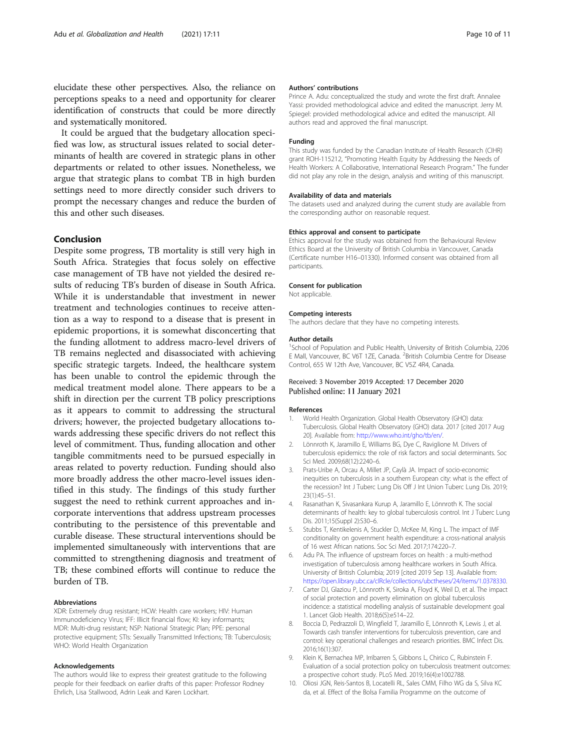elucidate these other perspectives. Also, the reliance on perceptions speaks to a need and opportunity for clearer identification of constructs that could be more directly and systematically monitored.

It could be argued that the budgetary allocation specified was low, as structural issues related to social determinants of health are covered in strategic plans in other departments or related to other issues. Nonetheless, we argue that strategic plans to combat TB in high burden settings need to more directly consider such drivers to prompt the necessary changes and reduce the burden of this and other such diseases.

## Conclusion

Despite some progress, TB mortality is still very high in South Africa. Strategies that focus solely on effective case management of TB have not yielded the desired results of reducing TB's burden of disease in South Africa. While it is understandable that investment in newer treatment and technologies continues to receive attention as a way to respond to a disease that is present in epidemic proportions, it is somewhat disconcerting that the funding allotment to address macro-level drivers of TB remains neglected and disassociated with achieving specific strategic targets. Indeed, the healthcare system has been unable to control the epidemic through the medical treatment model alone. There appears to be a shift in direction per the current TB policy prescriptions as it appears to commit to addressing the structural drivers; however, the projected budgetary allocations towards addressing these specific drivers do not reflect this level of commitment. Thus, funding allocation and other tangible commitments need to be pursued especially in areas related to poverty reduction. Funding should also more broadly address the other macro-level issues identified in this study. The findings of this study further suggest the need to rethink current approaches and incorporate interventions that address upstream processes contributing to the persistence of this preventable and curable disease. These structural interventions should be implemented simultaneously with interventions that are committed to strengthening diagnosis and treatment of TB; these combined efforts will continue to reduce the burden of TB.

#### Abbreviations

XDR: Extremely drug resistant; HCW: Health care workers; HIV: Human Immunodeficiency Virus; IFF: Illicit financial flow; KI: key informants; MDR: Multi-drug resistant; NSP: National Strategic Plan; PPE: personal protective equipment; STIs: Sexually Transmitted Infections; TB: Tuberculosis; WHO: World Health Organization

#### Acknowledgements

The authors would like to express their greatest gratitude to the following people for their feedback on earlier drafts of this paper: Professor Rodney Ehrlich, Lisa Stallwood, Adrin Leak and Karen Lockhart.

#### Authors' contributions

Prince A. Adu: conceptualized the study and wrote the first draft. Annalee Yassi: provided methodological advice and edited the manuscript. Jerry M. Spiegel: provided methodological advice and edited the manuscript. All authors read and approved the final manuscript.

#### Funding

This study was funded by the Canadian Institute of Health Research (CIHR) grant ROH-115212, "Promoting Health Equity by Addressing the Needs of Health Workers: A Collaborative, International Research Program." The funder did not play any role in the design, analysis and writing of this manuscript.

#### Availability of data and materials

The datasets used and analyzed during the current study are available from the corresponding author on reasonable request.

#### Ethics approval and consent to participate

Ethics approval for the study was obtained from the Behavioural Review Ethics Board at the University of British Columbia in Vancouver, Canada (Certificate number H16–01330). Informed consent was obtained from all participants.

#### Consent for publication

Not applicable.

#### Competing interests

The authors declare that they have no competing interests.

#### Author details

[1]School of Population and Public Health, University of British Columbia, 2206 E Mall, Vancouver, BC V6T 1ZE, Canada. [2]British Columbia Centre for Disease Control, 655 W 12th Ave, Vancouver, BC V5Z 4R4, Canada.

Received: 3 November 2019 Accepted: 17 December 2020
Published online: 11 January 2021

#### References

1. World Health Organization. Global Health Observatory (GHO) data: Tuberculosis. Global Health Observatory (GHO) data. 2017 [cited 2017 Aug 20]. Available from: http://www.who.int/gho/tb/en/.
2. Lönnroth K, Jaramillo E, Williams BG, Dye C, Raviglione M. Drivers of tuberculosis epidemics: the role of risk factors and social determinants. Soc Sci Med. 2009;68(12):2240–6.
3. Prats-Uribe A, Orcau A, Millet JP, Caylà JA. Impact of socio-economic inequities on tuberculosis in a southern European city: what is the effect of the recession? Int J Tuberc Lung Dis Off J Int Union Tuberc Lung Dis. 2019; 23(1):45–51.
4. Rasanathan K, Sivasankara Kurup A, Jaramillo E, Lönnroth K. The social determinants of health: key to global tuberculosis control. Int J Tuberc Lung Dis. 2011;15(Suppl 2):S30–6.
5. Stubbs T, Kentikelenis A, Stuckler D, McKee M, King L. The impact of IMF conditionality on government health expenditure: a cross-national analysis of 16 west African nations. Soc Sci Med. 2017;174:220–7.
6. Adu PA. The influence of upstream forces on health : a multi-method investigation of tuberculosis among healthcare workers in South Africa. University of British Columbia; 2019 [cited 2019 Sep 13]. Available from: https://open.library.ubc.ca/clRcle/collections/ubctheses/24/items/1.0378330.
7. Carter DJ, Glaziou P, Lönnroth K, Siroka A, Floyd K, Weil D, et al. The impact of social protection and poverty elimination on global tuberculosis incidence: a statistical modelling analysis of sustainable development goal 1. Lancet Glob Health. 2018;6(5):e514–22.
8. Boccia D, Pedrazzoli D, Wingfield T, Jaramillo E, Lönnroth K, Lewis J, et al. Towards cash transfer interventions for tuberculosis prevention, care and control: key operational challenges and research priorities. BMC Infect Dis. 2016;16(1):307.
9. Klein K, Bernachea MP, Irribarren S, Gibbons L, Chirico C, Rubinstein F. Evaluation of a social protection policy on tuberculosis treatment outcomes: a prospective cohort study. PLoS Med. 2019;16(4):e1002788.
10. Oliosi JGN, Reis-Santos B, Locatelli RL, Sales CMM, Filho WG da S, Silva KC da, et al. Effect of the Bolsa Familia Programme on the outcome of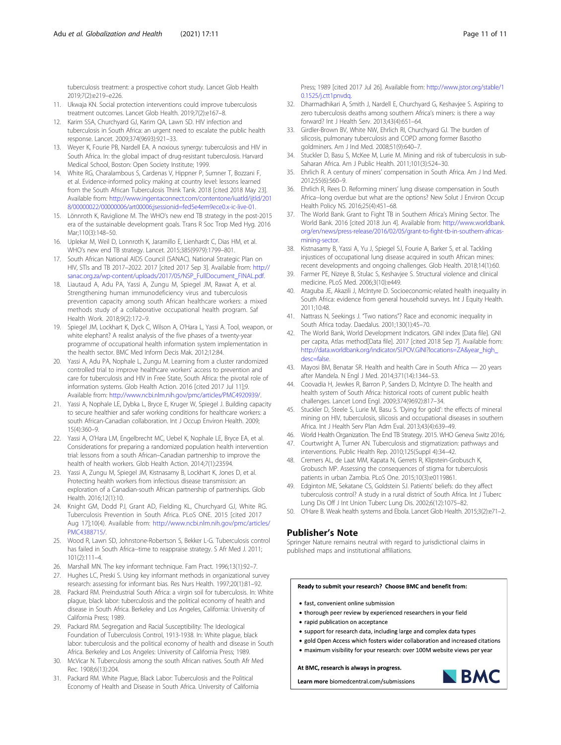tuberculosis treatment: a prospective cohort study. Lancet Glob Health 2019;7(2):e219–e226.

11. Ukwaja KN. Social protection interventions could improve tuberculosis treatment outcomes. Lancet Glob Health. 2019;7(2):e167–8.
12. Karim SSA, Churchyard GJ, Karim QA, Lawn SD. HIV infection and tuberculosis in South Africa: an urgent need to escalate the public health response. Lancet. 2009;374(9693):921–33.
13. Weyer K, Fourie PB, Nardell EA. A noxious synergy: tuberculosis and HIV in South Africa. In: the global impact of drug-resistant tuberculosis. Harvard Medical School, Boston: Open Society Institute; 1999.
14. White RG, Charalambous S, Cardenas V, Hippner P, Sumner T, Bozzani F, et al. Evidence-informed policy making at country level: lessons learned from the South African Tuberculosis Think Tank. 2018 [cited 2018 May 23]. Available from: http://www.ingentaconnect.com/contentone/iuatld/ijtld/2018/00000022/00000006/art00006;jsessionid=fed5e4em9ece0.x-ic-live-01.
15. Lönnroth K, Raviglione M. The WHO's new end TB strategy in the post-2015 era of the sustainable development goals. Trans R Soc Trop Med Hyg. 2016 Mar;110(3):148–50.
16. Uplekar M, Weil D, Lonnroth K, Jaramillo E, Lienhardt C, Dias HM, et al. WHO's new end TB strategy. Lancet. 2015;385(9979):1799–801.
17. South African National AIDS Council (SANAC). National Strategic Plan on HIV, STIs and TB 2017–2022. 2017 [cited 2017 Sep 3]. Available from: http://sanac.org.za/wp-content/uploads/2017/05/NSP_FullDocument_FINAL.pdf.
18. Liautaud A, Adu PA, Yassi A, Zungu M, Spiegel JM, Rawat A, et al. Strengthening human immunodeficiency virus and tuberculosis prevention capacity among south African healthcare workers: a mixed methods study of a collaborative occupational health program. Saf Health Work. 2018;9(2):172–9.
19. Spiegel JM, Lockhart K, Dyck C, Wilson A, O'Hara L, Yassi A. Tool, weapon, or white elephant? A realist analysis of the five phases of a twenty-year programme of occupational health information system implementation in the health sector. BMC Med Inform Decis Mak. 2012;12:84.
20. Yassi A, Adu PA, Nophale L, Zungu M. Learning from a cluster randomized controlled trial to improve healthcare workers' access to prevention and care for tuberculosis and HIV in Free State, South Africa: the pivotal role of information systems. Glob Health Action. 2016 [cited 2017 Jul 11];9. Available from: http://www.ncbi.nlm.nih.gov/pmc/articles/PMC4920939/.
21. Yassi A, Nophale LE, Dybka L, Bryce E, Kruger W, Spiegel J. Building capacity to secure healthier and safer working conditions for healthcare workers: a south African-Canadian collaboration. Int J Occup Environ Health. 2009; 15(4):360–9.
22. Yassi A, O'Hara LM, Engelbrecht MC, Uebel K, Nophale LE, Bryce EA, et al. Considerations for preparing a randomized population health intervention trial: lessons from a south African–Canadian partnership to improve the health of health workers. Glob Health Action. 2014;7(1):23594.
23. Yassi A, Zungu M, Spiegel JM, Kistnasamy B, Lockhart K, Jones D, et al. Protecting health workers from infectious disease transmission: an exploration of a Canadian-south African partnership of partnerships. Glob Health. 2016;12(1):10.
24. Knight GM, Dodd PJ, Grant AD, Fielding KL, Churchyard GJ, White RG. Tuberculosis Prevention in South Africa. PLoS ONE. 2015 [cited 2017 Aug 17];10(4). Available from: http://www.ncbi.nlm.nih.gov/pmc/articles/PMC4388715/.
25. Wood R, Lawn SD, Johnstone-Robertson S, Bekker L-G. Tuberculosis control has failed in South Africa--time to reappraise strategy. S Afr Med J. 2011; 101(2):111–4.
26. Marshall MN. The key informant technique. Fam Pract. 1996;13(1):92–7.
27. Hughes LC, Preski S. Using key informant methods in organizational survey research: assessing for informant bias. Res Nurs Health. 1997;20(1):81–92.
28. Packard RM. Preindustrial South Africa: a virgin soil for tuberculosis. In: White plague, black labor: tuberculosis and the political economy of health and disease in South Africa. Berkeley and Los Angeles, California: University of California Press; 1989.
29. Packard RM. Segregation and Racial Susceptibility: The Ideological Foundation of Tuberculosis Control, 1913-1938. In: White plague, black labor: tuberculosis and the political economy of health and disease in South Africa. Berkeley and Los Angeles: University of California Press; 1989.
30. McVicar N. Tuberculosis among the south African natives. South Afr Med Rec. 1908;6(13):204.
31. Packard RM. White Plague, Black Labor: Tuberculosis and the Political Economy of Health and Disease in South Africa. University of California Press; 1989 [cited 2017 Jul 26]. Available from: http://www.jstor.org/stable/10.1525/j.ctt1pnvdq.
32. Dharmadhikari A, Smith J, Nardell E, Churchyard G, Keshavjee S. Aspiring to zero tuberculosis deaths among southern Africa's miners: is there a way forward? Int J Health Serv. 2013;43(4):651–64.
33. Girdler-Brown BV, White NW, Ehrlich RI, Churchyard GJ. The burden of silicosis, pulmonary tuberculosis and COPD among former Basotho goldminers. Am J Ind Med. 2008;51(9):640–7.
34. Stuckler D, Basu S, McKee M, Lurie M. Mining and risk of tuberculosis in sub-Saharan Africa. Am J Public Health. 2011;101(3):524–30.
35. Ehrlich R. A century of miners' compensation in South Africa. Am J Ind Med. 2012;55(6):560–9.
36. Ehrlich R, Rees D. Reforming miners' lung disease compensation in South Africa--long overdue but what are the options? New Solut J Environ Occup Health Policy NS. 2016;25(4):451–68.
37. The World Bank. Grant to Fight TB in Southern Africa's Mining Sector. The World Bank. 2016 [cited 2018 Jun 4]. Available from: http://www.worldbank.org/en/news/press-release/2016/02/05/grant-to-fight-tb-in-southern-africas-mining-sector.
38. Kistnasamy B, Yassi A, Yu J, Spiegel SJ, Fourie A, Barker S, et al. Tackling injustices of occupational lung disease acquired in south African mines: recent developments and ongoing challenges. Glob Health. 2018;14(1):60.
39. Farmer PE, Nizeye B, Stulac S, Keshavjee S. Structural violence and clinical medicine. PLoS Med. 2006;3(10):e449.
40. Ataguba JE, Akazili J, McIntyre D. Socioeconomic-related health inequality in South Africa: evidence from general household surveys. Int J Equity Health. 2011;10:48.
41. Nattrass N, Seekings J. "Two nations"? Race and economic inequality in South Africa today. Daedalus. 2001;130(1):45–70.
42. The World Bank, World Development Indicators. GINI index [Data file]. GNI per capita, Atlas method[Data file]. 2017 [cited 2018 Sep 7]. Available from: http://data.worldbank.org/indicator/SI.POV.GINI?locations=ZA&year_high_desc=false.
43. Mayosi BM, Benatar SR. Health and health Care in South Africa — 20 years after Mandela. N Engl J Med. 2014;371(14):1344–53.
44. Coovadia H, Jewkes R, Barron P, Sanders D, McIntyre D. The health and health system of South Africa: historical roots of current public health challenges. Lancet Lond Engl. 2009;374(9692):817–34.
45. Stuckler D, Steele S, Lurie M, Basu S. 'Dying for gold': the effects of mineral mining on HIV, tuberculosis, silicosis and occupational diseases in southern Africa. Int J Health Serv Plan Adm Eval. 2013;43(4):639–49.
46. World Health Organization. The End TB Strategy. 2015. WHO Geneva Switz 2016;.
47. Courtwright A, Turner AN. Tuberculosis and stigmatization: pathways and interventions. Public Health Rep. 2010;125(Suppl 4):34–42.
48. Cremers AL, de Laat MM, Kapata N, Gerrets R, Klipstein-Grobusch K, Grobusch MP. Assessing the consequences of stigma for tuberculosis patients in urban Zambia. PLoS One. 2015;10(3):e0119861.
49. Edginton ME, Sekatane CS, Goldstein SJ. Patients' beliefs: do they affect tuberculosis control? A study in a rural district of South Africa. Int J Tuberc Lung Dis Off J Int Union Tuberc Lung Dis. 2002;6(12):1075–82.
50. O'Hare B. Weak health systems and Ebola. Lancet Glob Health. 2015;3(2):e71–2.

## Publisher's Note

Springer Nature remains neutral with regard to jurisdictional claims in published maps and institutional affiliations.

**Ready to submit your research? Choose BMC and benefit from:**

- fast, convenient online submission
- thorough peer review by experienced researchers in your field
- rapid publication on acceptance
- support for research data, including large and complex data types
- gold Open Access which fosters wider collaboration and increased citations
- maximum visibility for your research: over 100M website views per year

**At BMC, research is always in progress.**

**Learn more** biomedcentral.com/submissions

BMC